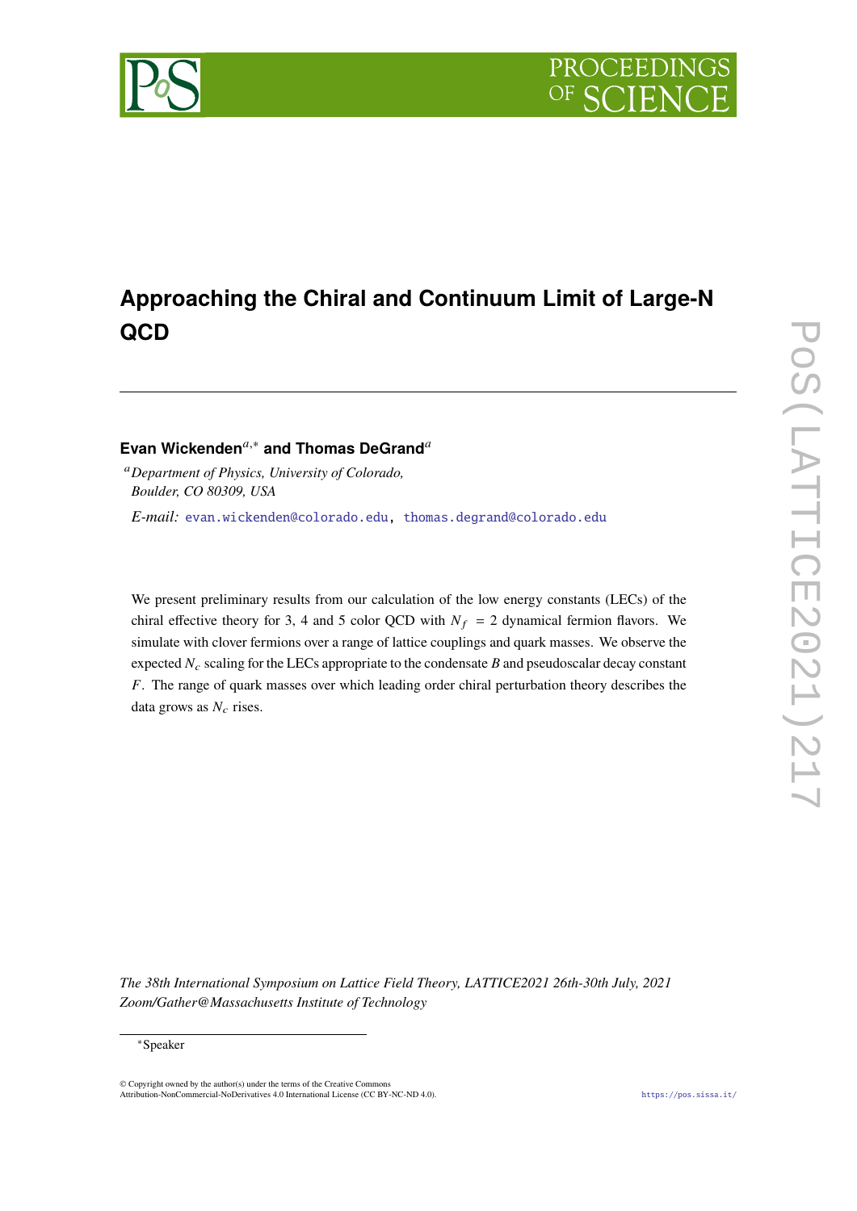# Approaching the Chiral and Continuum Limit of Large-N QCD

**Evan Wickenden**[a,*] **and Thomas DeGrand**[a]

[a] *Department of Physics, University of Colorado, Boulder, CO 80309, USA*

*E-mail:* evan.wickenden@colorado.edu, thomas.degrand@colorado.edu

We present preliminary results from our calculation of the low energy constants (LECs) of the chiral effective theory for 3, 4 and 5 color QCD with $N_f = 2$ dynamical fermion flavors. We simulate with clover fermions over a range of lattice couplings and quark masses. We observe the expected $N_c$ scaling for the LECs appropriate to the condensate $B$ and pseudoscalar decay constant $F$. The range of quark masses over which leading order chiral perturbation theory describes the data grows as $N_c$ rises.

*The 38th International Symposium on Lattice Field Theory, LATTICE2021 26th-30th July, 2021 Zoom/Gather@Massachusetts Institute of Technology*

*Speaker

© Copyright owned by the author(s) under the terms of the Creative Commons Attribution-NonCommercial-NoDerivatives 4.0 International License (CC BY-NC-ND 4.0).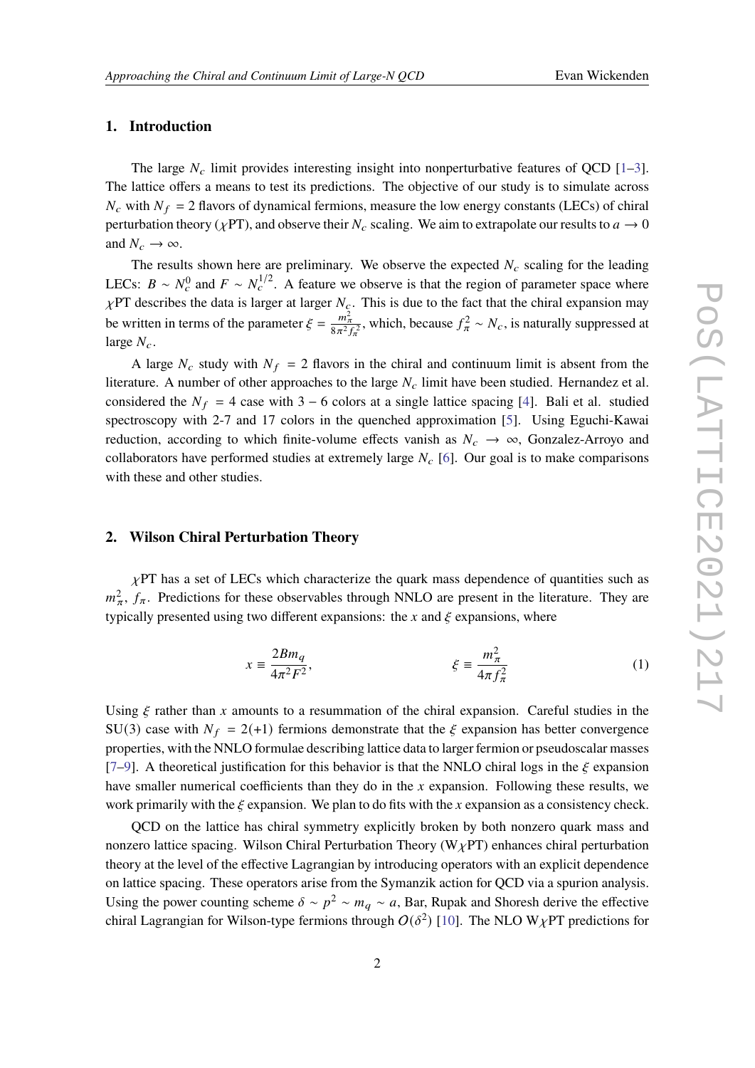## 1. Introduction

The large $N_c$ limit provides interesting insight into nonperturbative features of QCD [1–3]. The lattice offers a means to test its predictions. The objective of our study is to simulate across $N_c$ with $N_f = 2$ flavors of dynamical fermions, measure the low energy constants (LECs) of chiral perturbation theory ($\chi$PT), and observe their $N_c$ scaling. We aim to extrapolate our results to $a \to 0$ and $N_c \to \infty$.

The results shown here are preliminary. We observe the expected $N_c$ scaling for the leading LECs: $B \sim N_c^0$ and $F \sim N_c^{1/2}$. A feature we observe is that the region of parameter space where $\chi$PT describes the data is larger at larger $N_c$. This is due to the fact that the chiral expansion may be written in terms of the parameter $\xi = \frac{m_\pi^2}{8\pi^2 f_\pi^2}$, which, because $f_\pi^2 \sim N_c$, is naturally suppressed at large $N_c$.

A large $N_c$ study with $N_f = 2$ flavors in the chiral and continuum limit is absent from the literature. A number of other approaches to the large $N_c$ limit have been studied. Hernandez et al. considered the $N_f = 4$ case with $3-6$ colors at a single lattice spacing [4]. Bali et al. studied spectroscopy with 2-7 and 17 colors in the quenched approximation [5]. Using Eguchi-Kawai reduction, according to which finite-volume effects vanish as $N_c \to \infty$, Gonzalez-Arroyo and collaborators have performed studies at extremely large $N_c$ [6]. Our goal is to make comparisons with these and other studies.

## 2. Wilson Chiral Perturbation Theory

$\chi$PT has a set of LECs which characterize the quark mass dependence of quantities such as $m_\pi^2$, $f_\pi$. Predictions for these observables through NNLO are present in the literature. They are typically presented using two different expansions: the $x$ and $\xi$ expansions, where

$$x \equiv \frac{2Bm_q}{4\pi^2 F^2}, \qquad \xi \equiv \frac{m_\pi^2}{4\pi f_\pi^2} \tag{1}$$

Using $\xi$ rather than $x$ amounts to a resummation of the chiral expansion. Careful studies in the SU(3) case with $N_f = 2(+1)$ fermions demonstrate that the $\xi$ expansion has better convergence properties, with the NNLO formulae describing lattice data to larger fermion or pseudoscalar masses [7–9]. A theoretical justification for this behavior is that the NNLO chiral logs in the $\xi$ expansion have smaller numerical coefficients than they do in the $x$ expansion. Following these results, we work primarily with the $\xi$ expansion. We plan to do fits with the $x$ expansion as a consistency check.

QCD on the lattice has chiral symmetry explicitly broken by both nonzero quark mass and nonzero lattice spacing. Wilson Chiral Perturbation Theory (W$\chi$PT) enhances chiral perturbation theory at the level of the effective Lagrangian by introducing operators with an explicit dependence on lattice spacing. These operators arise from the Symanzik action for QCD via a spurion analysis. Using the power counting scheme $\delta \sim p^2 \sim m_q \sim a$, Bar, Rupak and Shoresh derive the effective chiral Lagrangian for Wilson-type fermions through $O(\delta^2)$ [10]. The NLO W$\chi$PT predictions for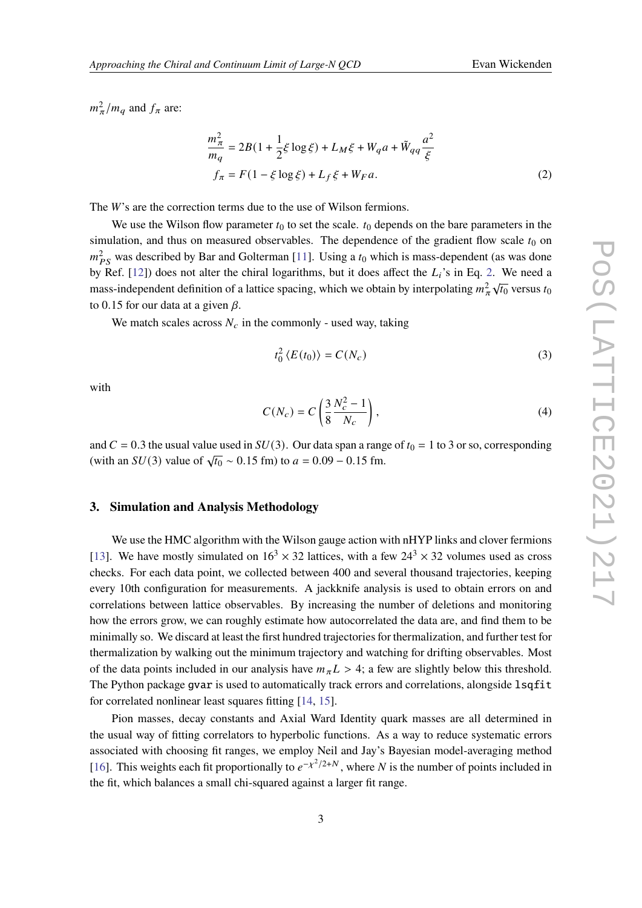$m_\pi^2/m_q$ and $f_\pi$ are:

$$
\begin{aligned}
\frac{m_\pi^2}{m_q} &= 2B(1 + \frac{1}{2}\xi \log \xi) + L_M \xi + W_q a + \tilde{W}_{qq} \frac{a^2}{\xi} \\
f_\pi &= F(1 - \xi \log \xi) + L_f \xi + W_F a.
\end{aligned}
\tag{2}
$$

The $W$'s are the correction terms due to the use of Wilson fermions.

We use the Wilson flow parameter $t_0$ to set the scale. $t_0$ depends on the bare parameters in the simulation, and thus on measured observables. The dependence of the gradient flow scale $t_0$ on $m_{PS}^2$ was described by Bar and Golterman [11]. Using a $t_0$ which is mass-dependent (as was done by Ref. [12]) does not alter the chiral logarithms, but it does affect the $L_i$'s in Eq. 2. We need a mass-independent definition of a lattice spacing, which we obtain by interpolating $m_\pi^2\sqrt{t_0}$ versus $t_0$ to 0.15 for our data at a given $\beta$.

We match scales across $N_c$ in the commonly - used way, taking

$$
t_0^2 \langle E(t_0) \rangle = C(N_c) \tag{3}
$$

with

$$
C(N_c) = C\left(\frac{3}{8}\frac{N_c^2 - 1}{N_c}\right), \tag{4}
$$

and $C = 0.3$ the usual value used in $SU(3)$. Our data span a range of $t_0 = 1$ to 3 or so, corresponding (with an $SU(3)$ value of $\sqrt{t_0} \sim 0.15$ fm) to $a = 0.09 - 0.15$ fm.

## 3. Simulation and Analysis Methodology

We use the HMC algorithm with the Wilson gauge action with nHYP links and clover fermions [13]. We have mostly simulated on $16^3 \times 32$ lattices, with a few $24^3 \times 32$ volumes used as cross checks. For each data point, we collected between 400 and several thousand trajectories, keeping every 10th configuration for measurements. A jackknife analysis is used to obtain errors on and correlations between lattice observables. By increasing the number of deletions and monitoring how the errors grow, we can roughly estimate how autocorrelated the data are, and find them to be minimally so. We discard at least the first hundred trajectories for thermalization, and further test for thermalization by walking out the minimum trajectory and watching for drifting observables. Most of the data points included in our analysis have $m_\pi L > 4$; a few are slightly below this threshold. The Python package `gvar` is used to automatically track errors and correlations, alongside `lsqfit` for correlated nonlinear least squares fitting [14, 15].

Pion masses, decay constants and Axial Ward Identity quark masses are all determined in the usual way of fitting correlators to hyperbolic functions. As a way to reduce systematic errors associated with choosing fit ranges, we employ Neil and Jay's Bayesian model-averaging method [16]. This weights each fit proportionally to $e^{-\chi^2/2+N}$, where $N$ is the number of points included in the fit, which balances a small chi-squared against a larger fit range.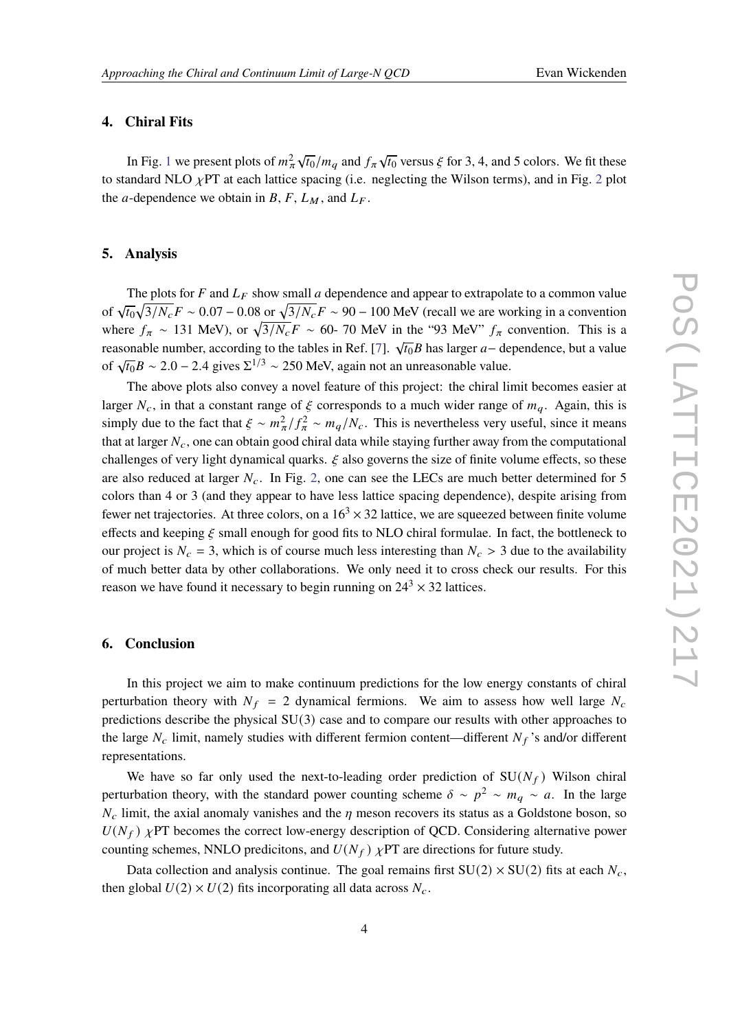## 4. Chiral Fits

In Fig. 1 we present plots of $m_\pi^2\sqrt{t_0}/m_q$ and $f_\pi\sqrt{t_0}$ versus $\xi$ for 3, 4, and 5 colors. We fit these to standard NLO $\chi$PT at each lattice spacing (i.e. neglecting the Wilson terms), and in Fig. 2 plot the $a$-dependence we obtain in $B$, $F$, $L_M$, and $L_F$.

## 5. Analysis

The plots for $F$ and $L_F$ show small $a$ dependence and appear to extrapolate to a common value of $\sqrt{t_0}\sqrt{3/N_c}F \sim 0.07-0.08$ or $\sqrt{3/N_c}F \sim 90-100$ MeV (recall we are working in a convention where $f_\pi \sim 131$ MeV), or $\sqrt{3/N_c}F \sim$ 60- 70 MeV in the "93 MeV" $f_\pi$ convention. This is a reasonable number, according to the tables in Ref. [7]. $\sqrt{t_0}B$ has larger $a-$ dependence, but a value of $\sqrt{t_0}B \sim 2.0-2.4$ gives $\Sigma^{1/3} \sim 250$ MeV, again not an unreasonable value.

The above plots also convey a novel feature of this project: the chiral limit becomes easier at larger $N_c$, in that a constant range of $\xi$ corresponds to a much wider range of $m_q$. Again, this is simply due to the fact that $\xi \sim m_\pi^2/f_\pi^2 \sim m_q/N_c$. This is nevertheless very useful, since it means that at larger $N_c$, one can obtain good chiral data while staying further away from the computational challenges of very light dynamical quarks. $\xi$ also governs the size of finite volume effects, so these are also reduced at larger $N_c$. In Fig. 2, one can see the LECs are much better determined for 5 colors than 4 or 3 (and they appear to have less lattice spacing dependence), despite arising from fewer net trajectories. At three colors, on a $16^3\times 32$ lattice, we are squeezed between finite volume effects and keeping $\xi$ small enough for good fits to NLO chiral formulae. In fact, the bottleneck to our project is $N_c = 3$, which is of course much less interesting than $N_c > 3$ due to the availability of much better data by other collaborations. We only need it to cross check our results. For this reason we have found it necessary to begin running on $24^3\times 32$ lattices.

## 6. Conclusion

In this project we aim to make continuum predictions for the low energy constants of chiral perturbation theory with $N_f = 2$ dynamical fermions. We aim to assess how well large $N_c$ predictions describe the physical SU(3) case and to compare our results with other approaches to the large $N_c$ limit, namely studies with different fermion content—different $N_f$'s and/or different representations.

We have so far only used the next-to-leading order prediction of SU($N_f$) Wilson chiral perturbation theory, with the standard power counting scheme $\delta \sim p^2 \sim m_q \sim a$. In the large $N_c$ limit, the axial anomaly vanishes and the $\eta$ meson recovers its status as a Goldstone boson, so $U(N_f)$ $\chi$PT becomes the correct low-energy description of QCD. Considering alternative power counting schemes, NNLO predicitons, and $U(N_f)$ $\chi$PT are directions for future study.

Data collection and analysis continue. The goal remains first $\mathrm{SU}(2)\times\mathrm{SU}(2)$ fits at each $N_c$, then global $U(2)\times U(2)$ fits incorporating all data across $N_c$.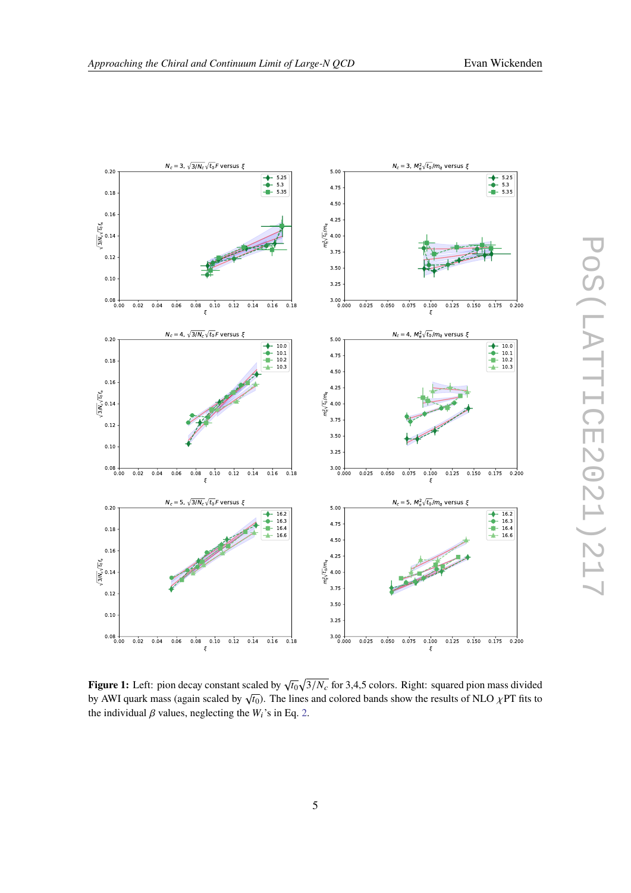**Figure 1:** Left: pion decay constant scaled by $\sqrt{t_0}\sqrt{3/N_c}$ for 3,4,5 colors. Right: squared pion mass divided by AWI quark mass (again scaled by $\sqrt{t_0}$). The lines and colored bands show the results of NLO $\chi$PT fits to the individual $\beta$ values, neglecting the $W_i$'s in Eq. 2.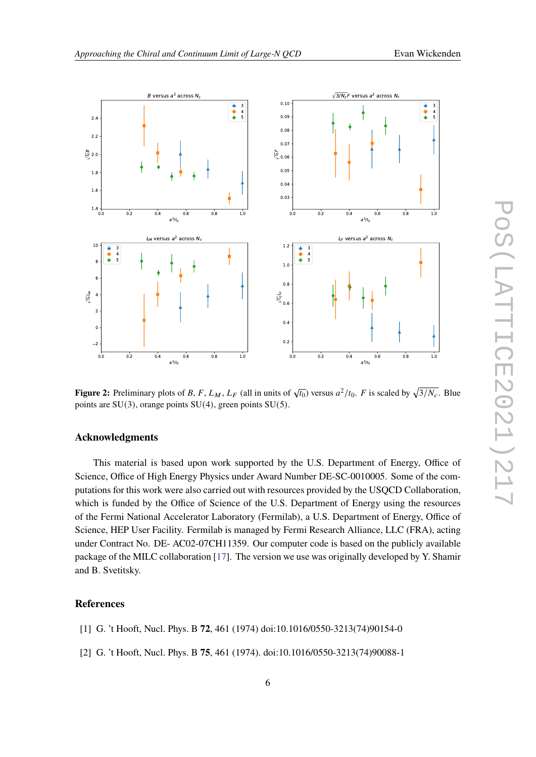**Figure 2:** Preliminary plots of $B$, $F$, $L_M$, $L_F$ (all in units of $\sqrt{t_0}$) versus $a^2/t_0$. $F$ is scaled by $\sqrt{3/N_c}$. Blue points are SU(3), orange points SU(4), green points SU(5).

## Acknowledgments

This material is based upon work supported by the U.S. Department of Energy, Office of Science, Office of High Energy Physics under Award Number DE-SC-0010005. Some of the computations for this work were also carried out with resources provided by the USQCD Collaboration, which is funded by the Office of Science of the U.S. Department of Energy using the resources of the Fermi National Accelerator Laboratory (Fermilab), a U.S. Department of Energy, Office of Science, HEP User Facility. Fermilab is managed by Fermi Research Alliance, LLC (FRA), acting under Contract No. DE- AC02-07CH11359. Our computer code is based on the publicly available package of the MILC collaboration [17]. The version we use was originally developed by Y. Shamir and B. Svetitsky.

## References

[1] G. 't Hooft, Nucl. Phys. B **72**, 461 (1974) doi:10.1016/0550-3213(74)90154-0

[2] G. 't Hooft, Nucl. Phys. B **75**, 461 (1974). doi:10.1016/0550-3213(74)90088-1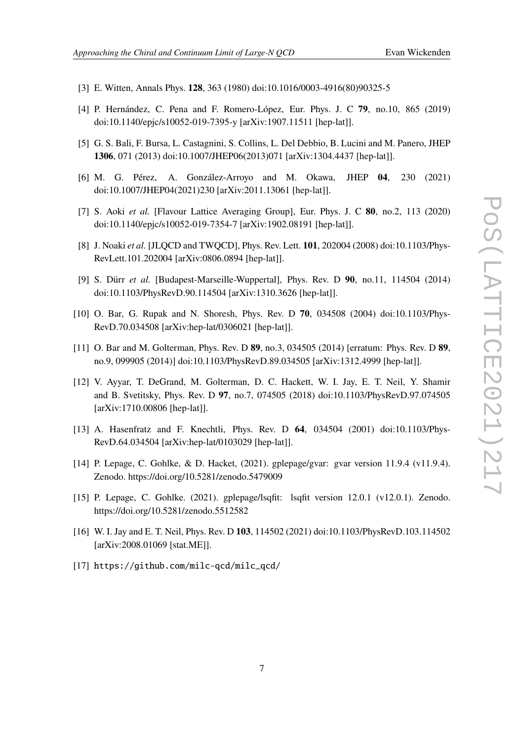[3] E. Witten, Annals Phys. **128**, 363 (1980) doi:10.1016/0003-4916(80)90325-5

[4] P. Hernández, C. Pena and F. Romero-López, Eur. Phys. J. C **79**, no.10, 865 (2019) doi:10.1140/epjc/s10052-019-7395-y [arXiv:1907.11511 [hep-lat]].

[5] G. S. Bali, F. Bursa, L. Castagnini, S. Collins, L. Del Debbio, B. Lucini and M. Panero, JHEP **1306**, 071 (2013) doi:10.1007/JHEP06(2013)071 [arXiv:1304.4437 [hep-lat]].

[6] M. G. Pérez, A. González-Arroyo and M. Okawa, JHEP **04**, 230 (2021) doi:10.1007/JHEP04(2021)230 [arXiv:2011.13061 [hep-lat]].

[7] S. Aoki *et al.* [Flavour Lattice Averaging Group], Eur. Phys. J. C **80**, no.2, 113 (2020) doi:10.1140/epjc/s10052-019-7354-7 [arXiv:1902.08191 [hep-lat]].

[8] J. Noaki *et al.* [JLQCD and TWQCD], Phys. Rev. Lett. **101**, 202004 (2008) doi:10.1103/PhysRevLett.101.202004 [arXiv:0806.0894 [hep-lat]].

[9] S. Dürr *et al.* [Budapest-Marseille-Wuppertal], Phys. Rev. D **90**, no.11, 114504 (2014) doi:10.1103/PhysRevD.90.114504 [arXiv:1310.3626 [hep-lat]].

[10] O. Bar, G. Rupak and N. Shoresh, Phys. Rev. D **70**, 034508 (2004) doi:10.1103/PhysRevD.70.034508 [arXiv:hep-lat/0306021 [hep-lat]].

[11] O. Bar and M. Golterman, Phys. Rev. D **89**, no.3, 034505 (2014) [erratum: Phys. Rev. D **89**, no.9, 099905 (2014)] doi:10.1103/PhysRevD.89.034505 [arXiv:1312.4999 [hep-lat]].

[12] V. Ayyar, T. DeGrand, M. Golterman, D. C. Hackett, W. I. Jay, E. T. Neil, Y. Shamir and B. Svetitsky, Phys. Rev. D **97**, no.7, 074505 (2018) doi:10.1103/PhysRevD.97.074505 [arXiv:1710.00806 [hep-lat]].

[13] A. Hasenfratz and F. Knechtli, Phys. Rev. D **64**, 034504 (2001) doi:10.1103/PhysRevD.64.034504 [arXiv:hep-lat/0103029 [hep-lat]].

[14] P. Lepage, C. Gohlke, & D. Hacket, (2021). gplepage/gvar: gvar version 11.9.4 (v11.9.4). Zenodo. https://doi.org/10.5281/zenodo.5479009

[15] P. Lepage, C. Gohlke. (2021). gplepage/lsqfit: lsqfit version 12.0.1 (v12.0.1). Zenodo. https://doi.org/10.5281/zenodo.5512582

[16] W. I. Jay and E. T. Neil, Phys. Rev. D **103**, 114502 (2021) doi:10.1103/PhysRevD.103.114502 [arXiv:2008.01069 [stat.ME]].

[17] https://github.com/milc-qcd/milc_qcd/